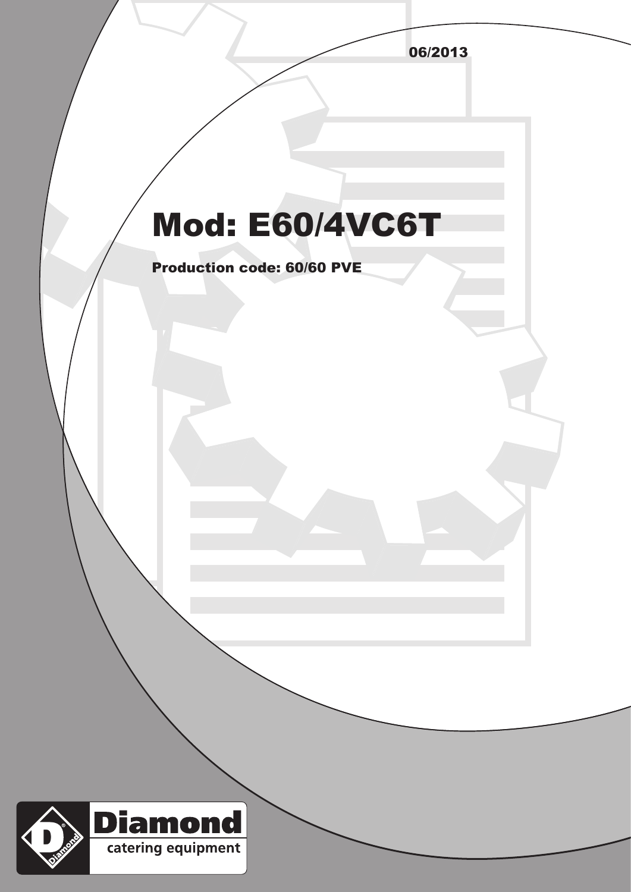06/2013

# Mod: E60/4VC6T

**Production code: 60/60 PVE**

**Diamond**
catering equipment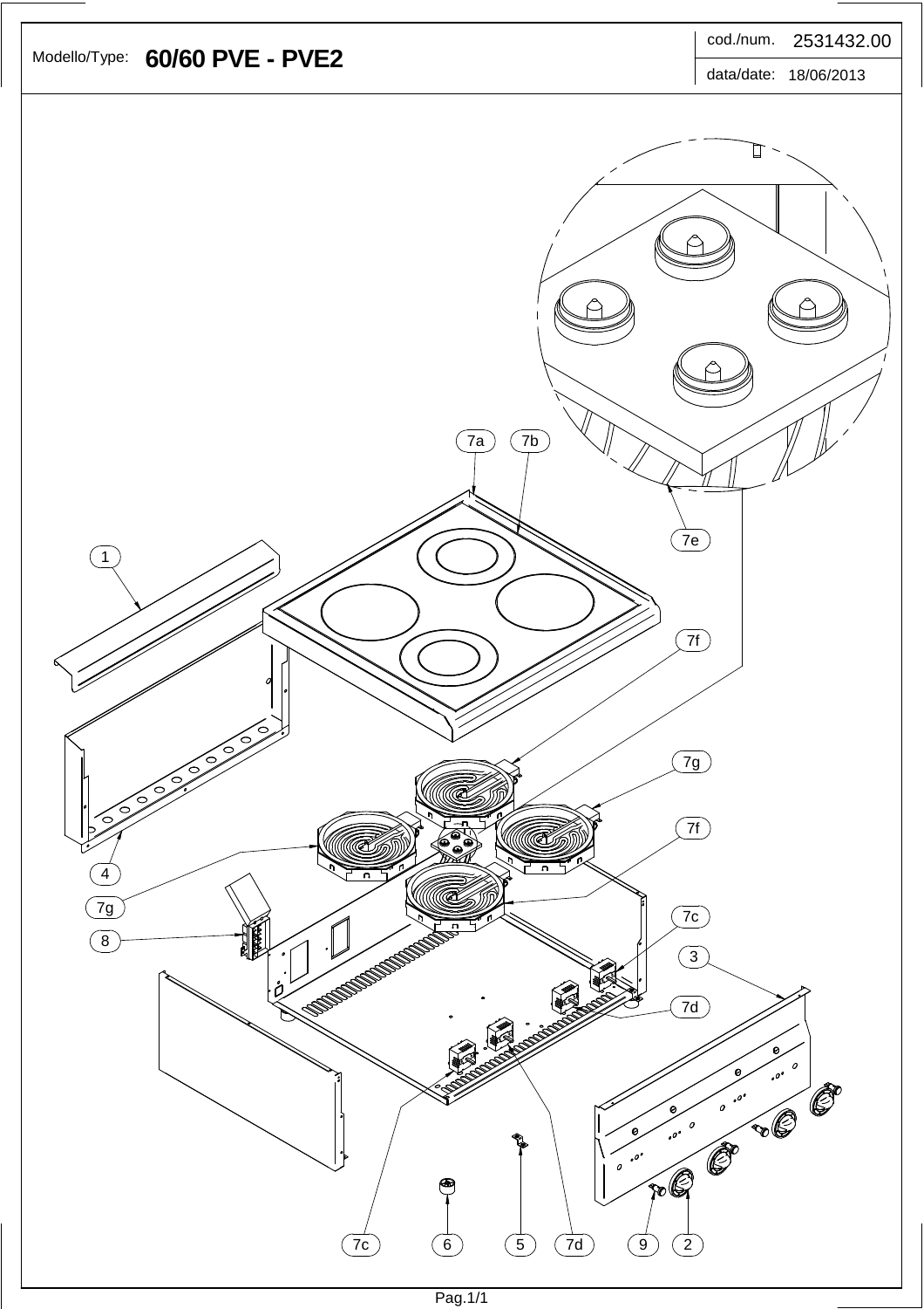Modello/Type: **60/60 PVE - PVE2**

cod./num. 2531432.00

data/date: 18/06/2013

7a 7b 7e 1 7f 7g 7f 4 7g 7c 8 3 7d 7c 6 5 7d 9 2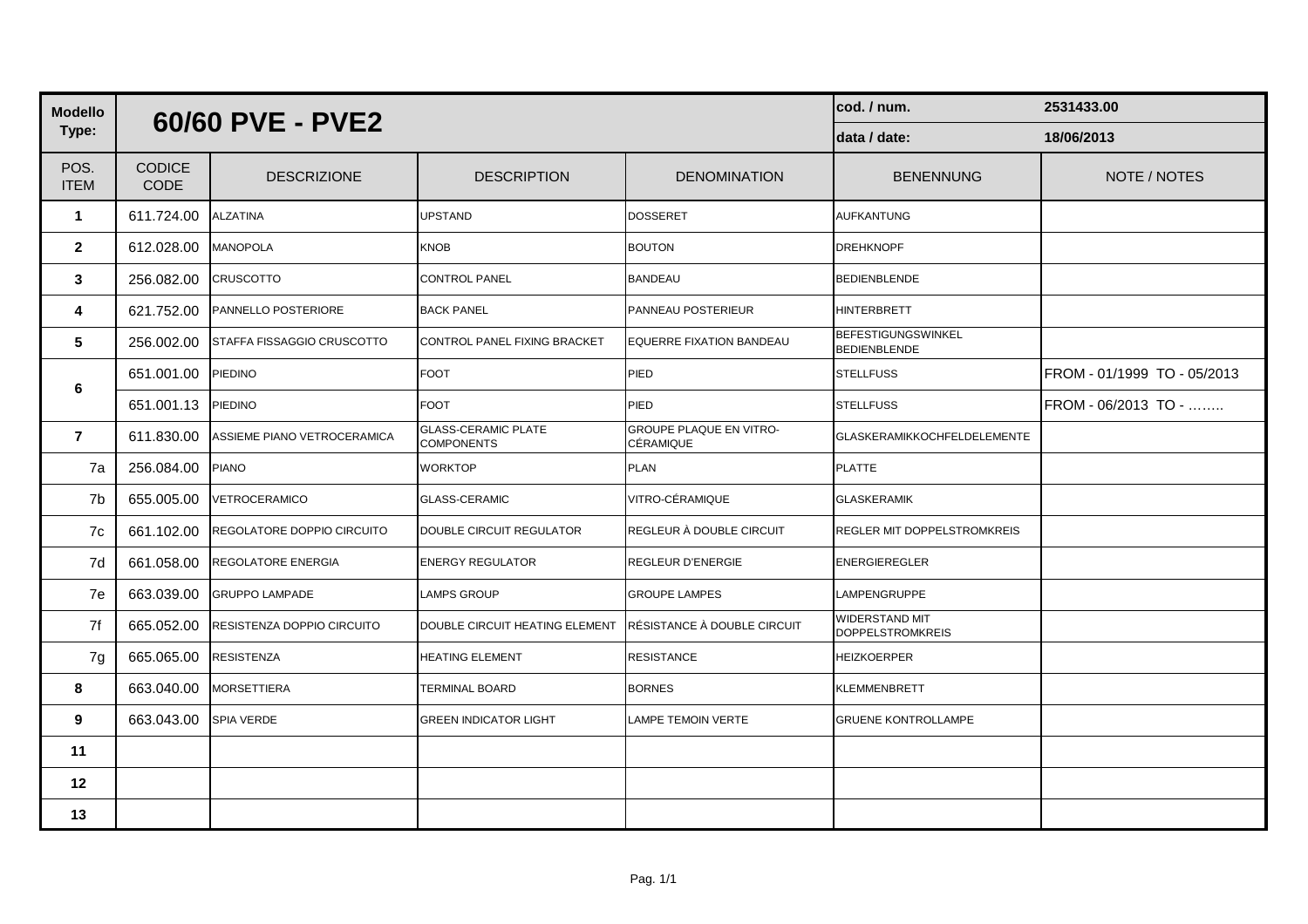| Modello Type: | 60/60 PVE - PVE2 | | | | cod. / num. | 2531433.00 |
|---|---|---|---|---|---|---|
| | | | | | data / date: | 18/06/2013 |
| POS. ITEM | CODICE CODE | DESCRIZIONE | DESCRIPTION | DENOMINATION | BENENNUNG | NOTE / NOTES |
| 1 | 611.724.00 | ALZATINA | UPSTAND | DOSSERET | AUFKANTUNG | |
| 2 | 612.028.00 | MANOPOLA | KNOB | BOUTON | DREHKNOPF | |
| 3 | 256.082.00 | CRUSCOTTO | CONTROL PANEL | BANDEAU | BEDIENBLENDE | |
| 4 | 621.752.00 | PANNELLO POSTERIORE | BACK PANEL | PANNEAU POSTERIEUR | HINTERBRETT | |
| 5 | 256.002.00 | STAFFA FISSAGGIO CRUSCOTTO | CONTROL PANEL FIXING BRACKET | EQUERRE FIXATION BANDEAU | BEFESTIGUNGSWINKEL BEDIENBLENDE | |
| 6 | 651.001.00 | PIEDINO | FOOT | PIED | STELLFUSS | FROM - 01/1999 TO - 05/2013 |
| | 651.001.13 | PIEDINO | FOOT | PIED | STELLFUSS | FROM - 06/2013 TO - …….. |
| 7 | 611.830.00 | ASSIEME PIANO VETROCERAMICA | GLASS-CERAMIC PLATE COMPONENTS | GROUPE PLAQUE EN VITRO-CÉRAMIQUE | GLASKERAMIKKOCHFELDELEMENTE | |
| 7a | 256.084.00 | PIANO | WORKTOP | PLAN | PLATTE | |
| 7b | 655.005.00 | VETROCERAMICO | GLASS-CERAMIC | VITRO-CÉRAMIQUE | GLASKERAMIK | |
| 7c | 661.102.00 | REGOLATORE DOPPIO CIRCUITO | DOUBLE CIRCUIT REGULATOR | REGLEUR À DOUBLE CIRCUIT | REGLER MIT DOPPELSTROMKREIS | |
| 7d | 661.058.00 | REGOLATORE ENERGIA | ENERGY REGULATOR | REGLEUR D'ENERGIE | ENERGIEREGLER | |
| 7e | 663.039.00 | GRUPPO LAMPADE | LAMPS GROUP | GROUPE LAMPES | LAMPENGRUPPE | |
| 7f | 665.052.00 | RESISTENZA DOPPIO CIRCUITO | DOUBLE CIRCUIT HEATING ELEMENT | RÉSISTANCE À DOUBLE CIRCUIT | WIDERSTAND MIT DOPPELSTROMKREIS | |
| 7g | 665.065.00 | RESISTENZA | HEATING ELEMENT | RESISTANCE | HEIZKOERPER | |
| 8 | 663.040.00 | MORSETTIERA | TERMINAL BOARD | BORNES | KLEMMENBRETT | |
| 9 | 663.043.00 | SPIA VERDE | GREEN INDICATOR LIGHT | LAMPE TEMOIN VERTE | GRUENE KONTROLLAMPE | |
| 11 | | | | | | |
| 12 | | | | | | |
| 13 | | | | | | |